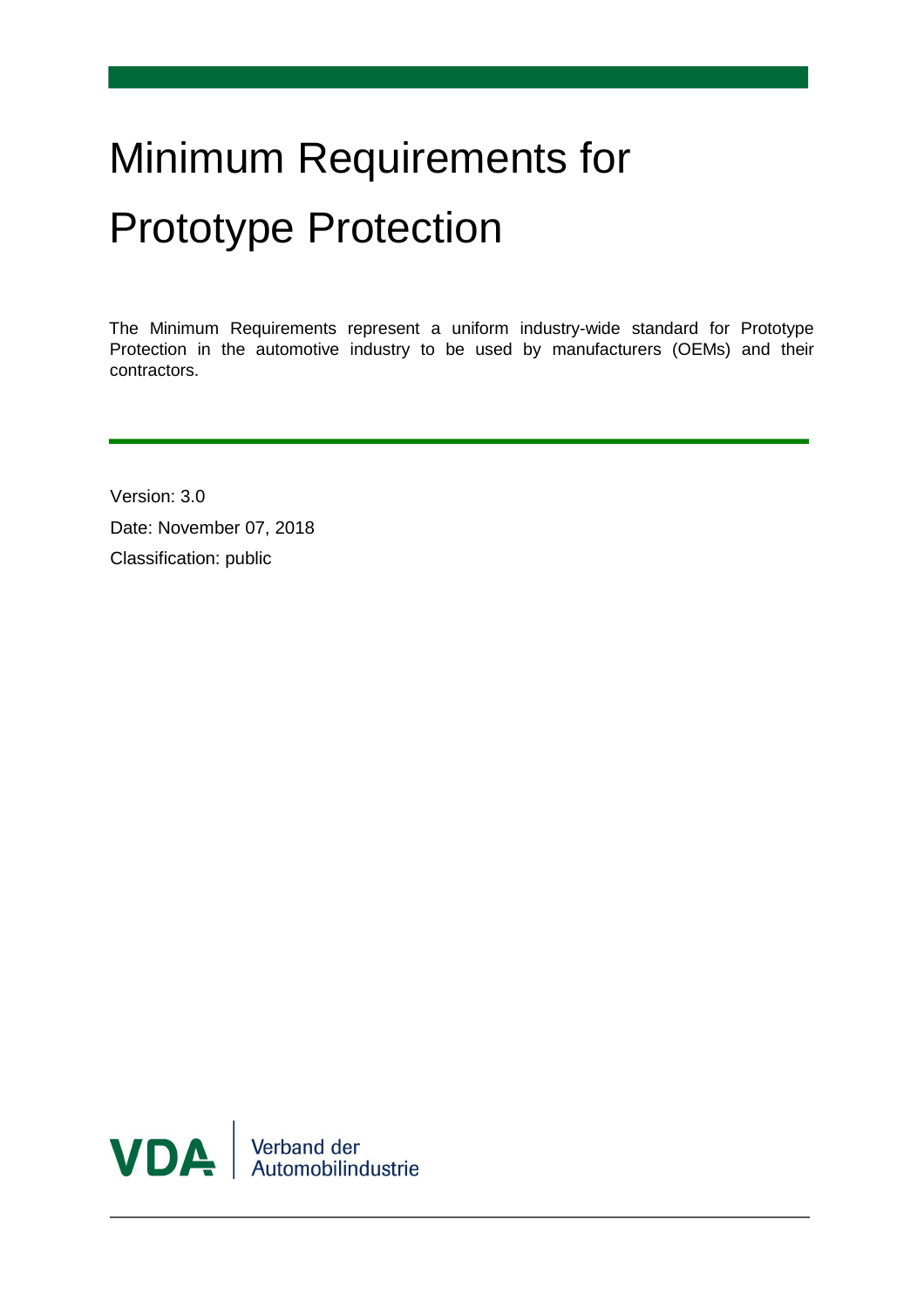# Minimum Requirements for Prototype Protection

The Minimum Requirements represent a uniform industry-wide standard for Prototype Protection in the automotive industry to be used by manufacturers (OEMs) and their contractors.

Version: 3.0

Date: November 07, 2018

Classification: public

VDA | Verband der Automobilindustrie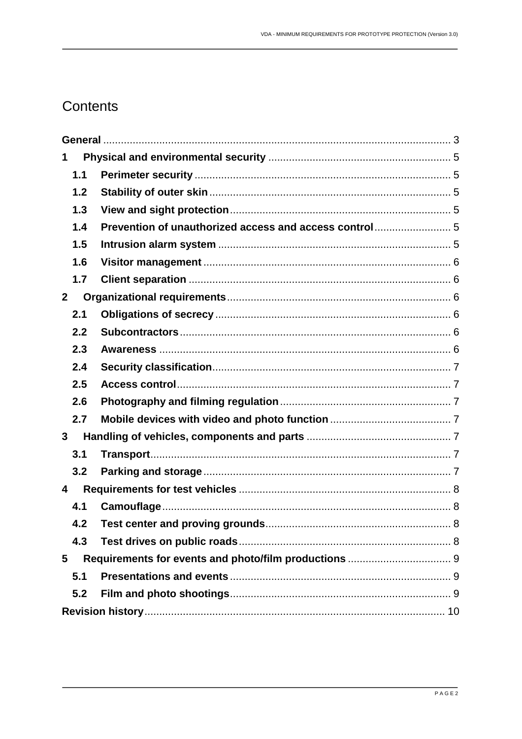# Contents

**General** ..... 3

**1 Physical and environmental security** ..... 5

- **1.1 Perimeter security** ..... 5
- **1.2 Stability of outer skin** ..... 5
- **1.3 View and sight protection** ..... 5
- **1.4 Prevention of unauthorized access and access control** ..... 5
- **1.5 Intrusion alarm system** ..... 5
- **1.6 Visitor management** ..... 6
- **1.7 Client separation** ..... 6

**2 Organizational requirements** ..... 6

- **2.1 Obligations of secrecy** ..... 6
- **2.2 Subcontractors** ..... 6
- **2.3 Awareness** ..... 6
- **2.4 Security classification** ..... 7
- **2.5 Access control** ..... 7
- **2.6 Photography and filming regulation** ..... 7
- **2.7 Mobile devices with video and photo function** ..... 7

**3 Handling of vehicles, components and parts** ..... 7

- **3.1 Transport** ..... 7
- **3.2 Parking and storage** ..... 7

**4 Requirements for test vehicles** ..... 8

- **4.1 Camouflage** ..... 8
- **4.2 Test center and proving grounds** ..... 8
- **4.3 Test drives on public roads** ..... 8

**5 Requirements for events and photo/film productions** ..... 9

- **5.1 Presentations and events** ..... 9
- **5.2 Film and photo shootings** ..... 9

**Revision history** ..... 10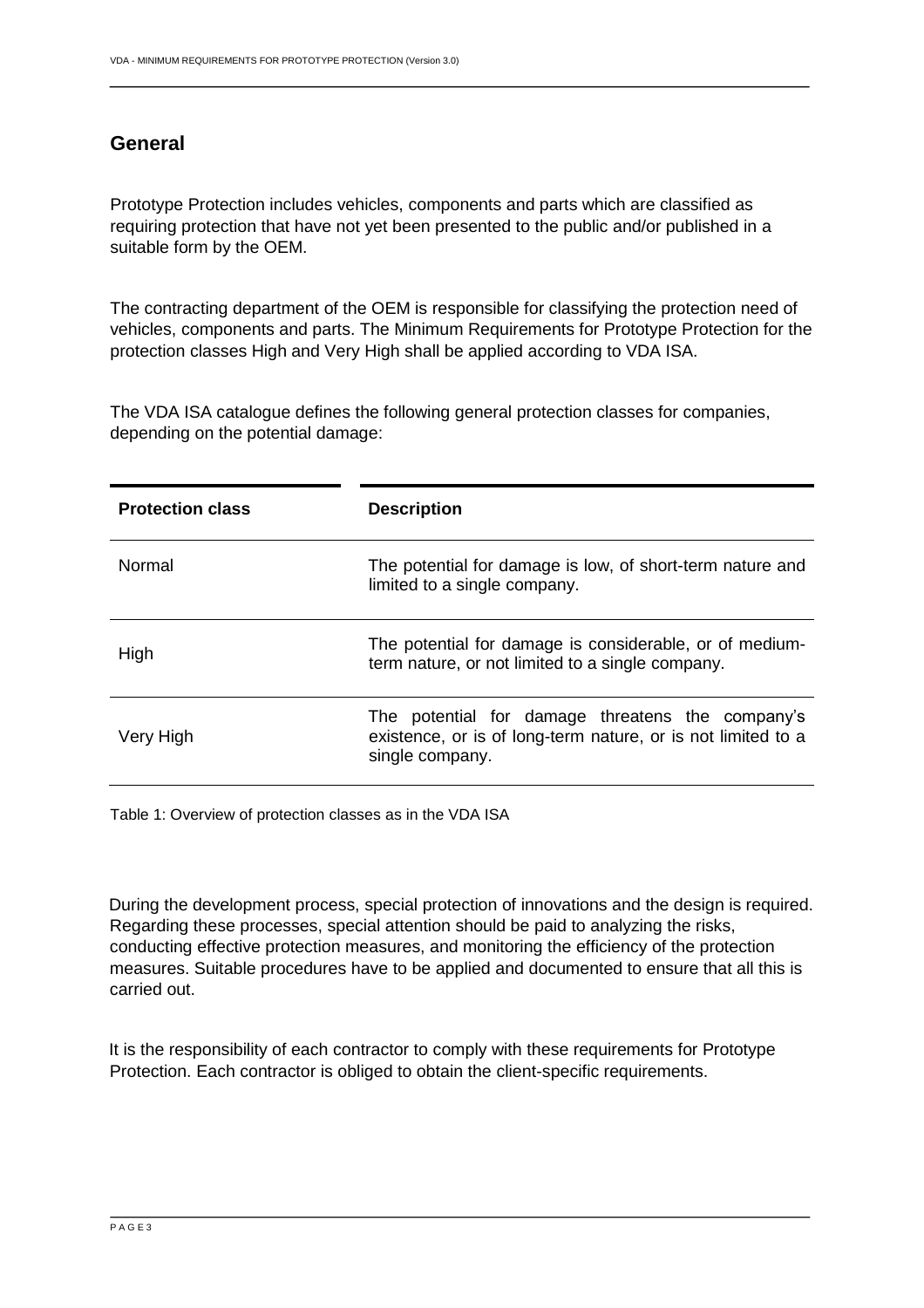## General

Prototype Protection includes vehicles, components and parts which are classified as requiring protection that have not yet been presented to the public and/or published in a suitable form by the OEM.

The contracting department of the OEM is responsible for classifying the protection need of vehicles, components and parts. The Minimum Requirements for Prototype Protection for the protection classes High and Very High shall be applied according to VDA ISA.

The VDA ISA catalogue defines the following general protection classes for companies, depending on the potential damage:

| Protection class | Description |
|---|---|
| Normal | The potential for damage is low, of short-term nature and limited to a single company. |
| High | The potential for damage is considerable, or of medium-term nature, or not limited to a single company. |
| Very High | The potential for damage threatens the company's existence, or is of long-term nature, or is not limited to a single company. |

Table 1: Overview of protection classes as in the VDA ISA

During the development process, special protection of innovations and the design is required. Regarding these processes, special attention should be paid to analyzing the risks, conducting effective protection measures, and monitoring the efficiency of the protection measures. Suitable procedures have to be applied and documented to ensure that all this is carried out.

It is the responsibility of each contractor to comply with these requirements for Prototype Protection. Each contractor is obliged to obtain the client-specific requirements.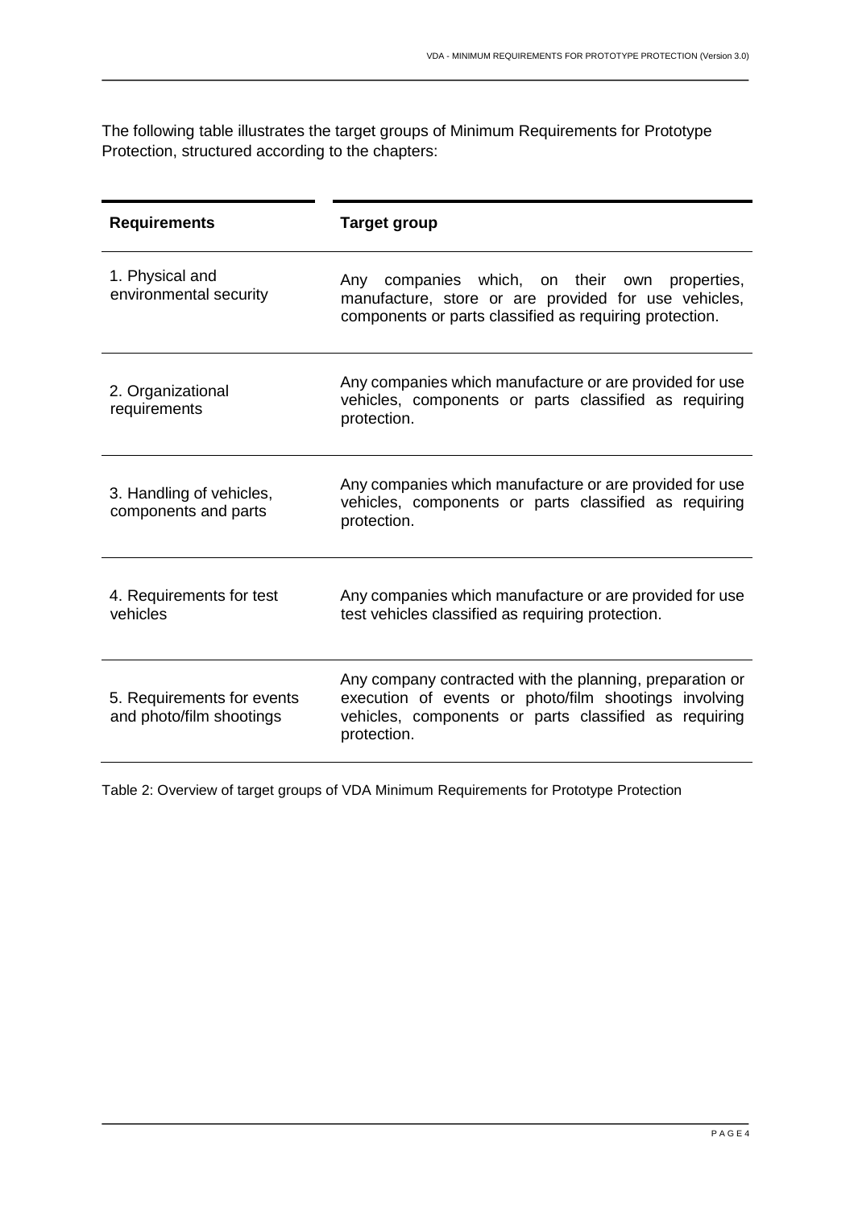The following table illustrates the target groups of Minimum Requirements for Prototype Protection, structured according to the chapters:

| Requirements | Target group |
| --- | --- |
| 1. Physical and environmental security | Any companies which, on their own properties, manufacture, store or are provided for use vehicles, components or parts classified as requiring protection. |
| 2. Organizational requirements | Any companies which manufacture or are provided for use vehicles, components or parts classified as requiring protection. |
| 3. Handling of vehicles, components and parts | Any companies which manufacture or are provided for use vehicles, components or parts classified as requiring protection. |
| 4. Requirements for test vehicles | Any companies which manufacture or are provided for use test vehicles classified as requiring protection. |
| 5. Requirements for events and photo/film shootings | Any company contracted with the planning, preparation or execution of events or photo/film shootings involving vehicles, components or parts classified as requiring protection. |

Table 2: Overview of target groups of VDA Minimum Requirements for Prototype Protection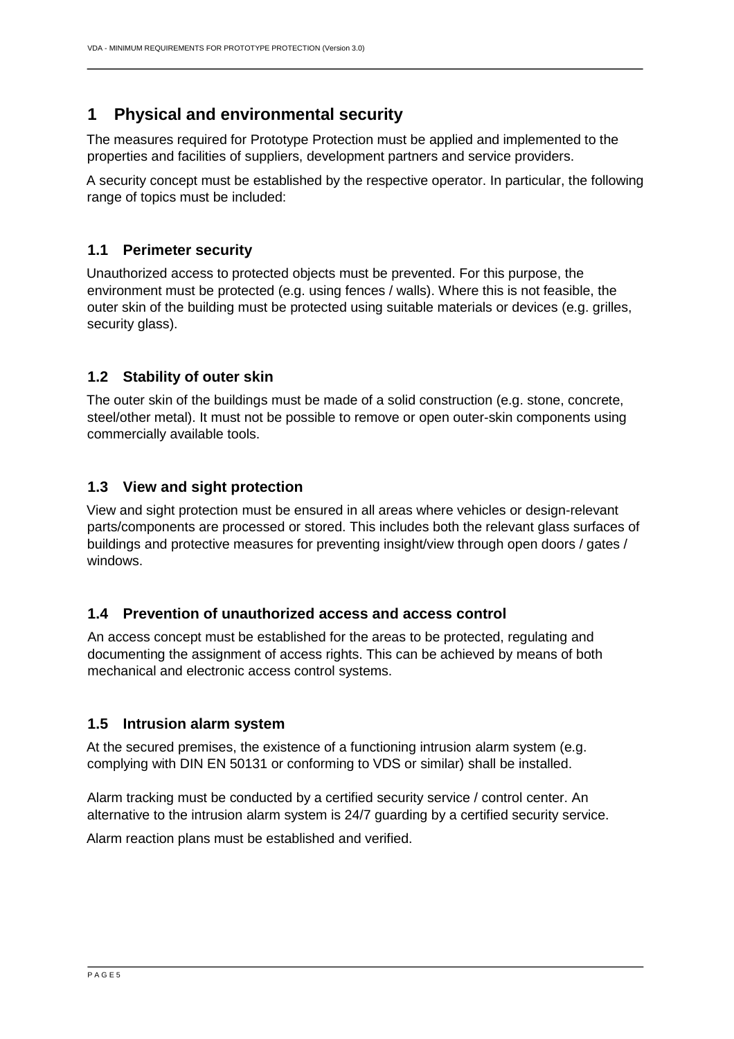# 1 Physical and environmental security

The measures required for Prototype Protection must be applied and implemented to the properties and facilities of suppliers, development partners and service providers.

A security concept must be established by the respective operator. In particular, the following range of topics must be included:

## 1.1 Perimeter security

Unauthorized access to protected objects must be prevented. For this purpose, the environment must be protected (e.g. using fences / walls). Where this is not feasible, the outer skin of the building must be protected using suitable materials or devices (e.g. grilles, security glass).

## 1.2 Stability of outer skin

The outer skin of the buildings must be made of a solid construction (e.g. stone, concrete, steel/other metal). It must not be possible to remove or open outer-skin components using commercially available tools.

## 1.3 View and sight protection

View and sight protection must be ensured in all areas where vehicles or design-relevant parts/components are processed or stored. This includes both the relevant glass surfaces of buildings and protective measures for preventing insight/view through open doors / gates / windows.

## 1.4 Prevention of unauthorized access and access control

An access concept must be established for the areas to be protected, regulating and documenting the assignment of access rights. This can be achieved by means of both mechanical and electronic access control systems.

## 1.5 Intrusion alarm system

At the secured premises, the existence of a functioning intrusion alarm system (e.g. complying with DIN EN 50131 or conforming to VDS or similar) shall be installed.

Alarm tracking must be conducted by a certified security service / control center. An alternative to the intrusion alarm system is 24/7 guarding by a certified security service.

Alarm reaction plans must be established and verified.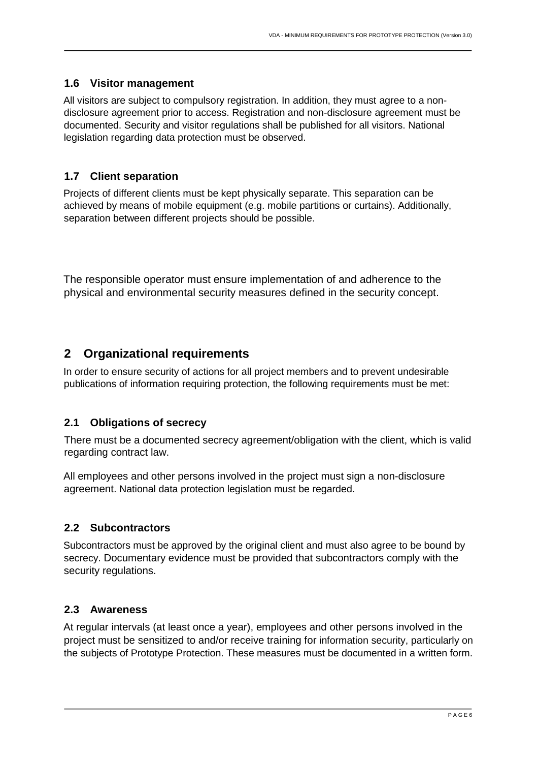### 1.6 Visitor management

All visitors are subject to compulsory registration. In addition, they must agree to a non-disclosure agreement prior to access. Registration and non-disclosure agreement must be documented. Security and visitor regulations shall be published for all visitors. National legislation regarding data protection must be observed.

### 1.7 Client separation

Projects of different clients must be kept physically separate. This separation can be achieved by means of mobile equipment (e.g. mobile partitions or curtains). Additionally, separation between different projects should be possible.

The responsible operator must ensure implementation of and adherence to the physical and environmental security measures defined in the security concept.

## 2 Organizational requirements

In order to ensure security of actions for all project members and to prevent undesirable publications of information requiring protection, the following requirements must be met:

### 2.1 Obligations of secrecy

There must be a documented secrecy agreement/obligation with the client, which is valid regarding contract law.

All employees and other persons involved in the project must sign a non-disclosure agreement. National data protection legislation must be regarded.

### 2.2 Subcontractors

Subcontractors must be approved by the original client and must also agree to be bound by secrecy. Documentary evidence must be provided that subcontractors comply with the security regulations.

### 2.3 Awareness

At regular intervals (at least once a year), employees and other persons involved in the project must be sensitized to and/or receive training for information security, particularly on the subjects of Prototype Protection. These measures must be documented in a written form.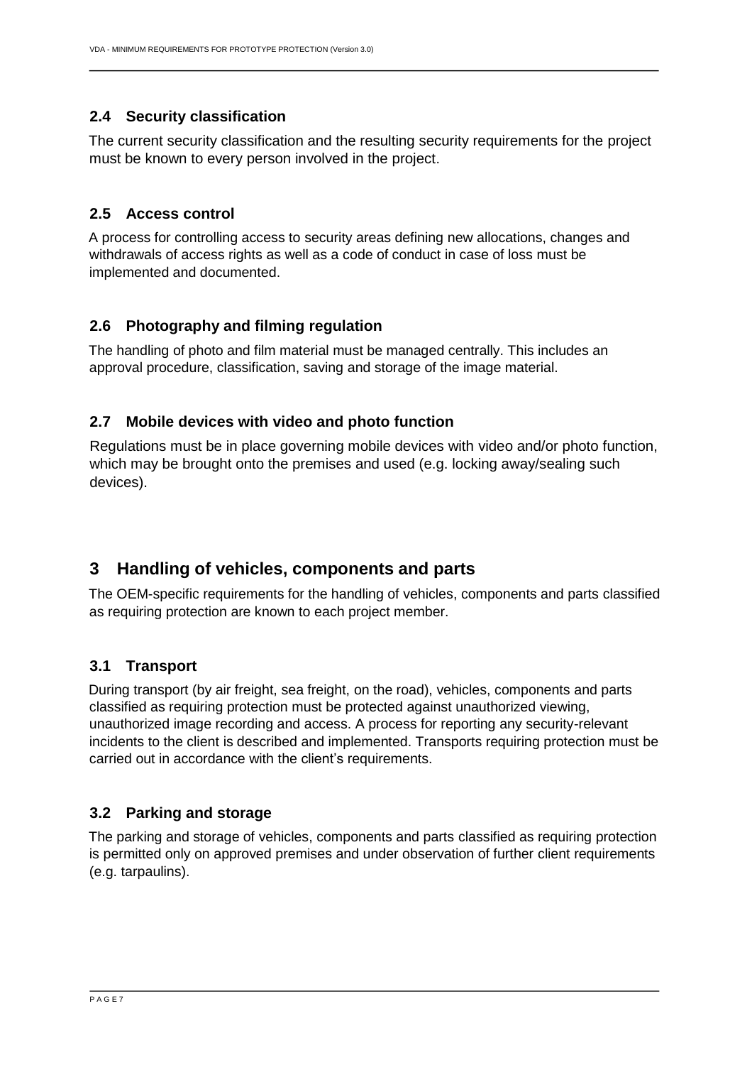### 2.4 Security classification

The current security classification and the resulting security requirements for the project must be known to every person involved in the project.

### 2.5 Access control

A process for controlling access to security areas defining new allocations, changes and withdrawals of access rights as well as a code of conduct in case of loss must be implemented and documented.

### 2.6 Photography and filming regulation

The handling of photo and film material must be managed centrally. This includes an approval procedure, classification, saving and storage of the image material.

### 2.7 Mobile devices with video and photo function

Regulations must be in place governing mobile devices with video and/or photo function, which may be brought onto the premises and used (e.g. locking away/sealing such devices).

## 3 Handling of vehicles, components and parts

The OEM-specific requirements for the handling of vehicles, components and parts classified as requiring protection are known to each project member.

### 3.1 Transport

During transport (by air freight, sea freight, on the road), vehicles, components and parts classified as requiring protection must be protected against unauthorized viewing, unauthorized image recording and access. A process for reporting any security-relevant incidents to the client is described and implemented. Transports requiring protection must be carried out in accordance with the client's requirements.

### 3.2 Parking and storage

The parking and storage of vehicles, components and parts classified as requiring protection is permitted only on approved premises and under observation of further client requirements (e.g. tarpaulins).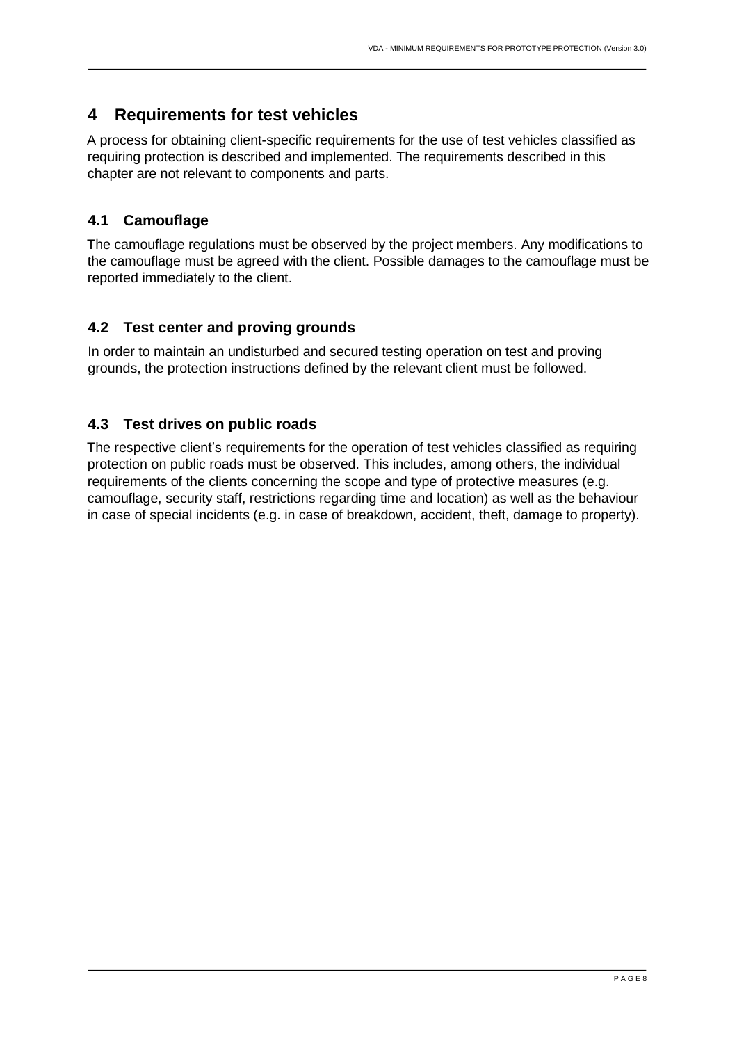# 4 Requirements for test vehicles

A process for obtaining client-specific requirements for the use of test vehicles classified as requiring protection is described and implemented. The requirements described in this chapter are not relevant to components and parts.

## 4.1 Camouflage

The camouflage regulations must be observed by the project members. Any modifications to the camouflage must be agreed with the client. Possible damages to the camouflage must be reported immediately to the client.

## 4.2 Test center and proving grounds

In order to maintain an undisturbed and secured testing operation on test and proving grounds, the protection instructions defined by the relevant client must be followed.

## 4.3 Test drives on public roads

The respective client's requirements for the operation of test vehicles classified as requiring protection on public roads must be observed. This includes, among others, the individual requirements of the clients concerning the scope and type of protective measures (e.g. camouflage, security staff, restrictions regarding time and location) as well as the behaviour in case of special incidents (e.g. in case of breakdown, accident, theft, damage to property).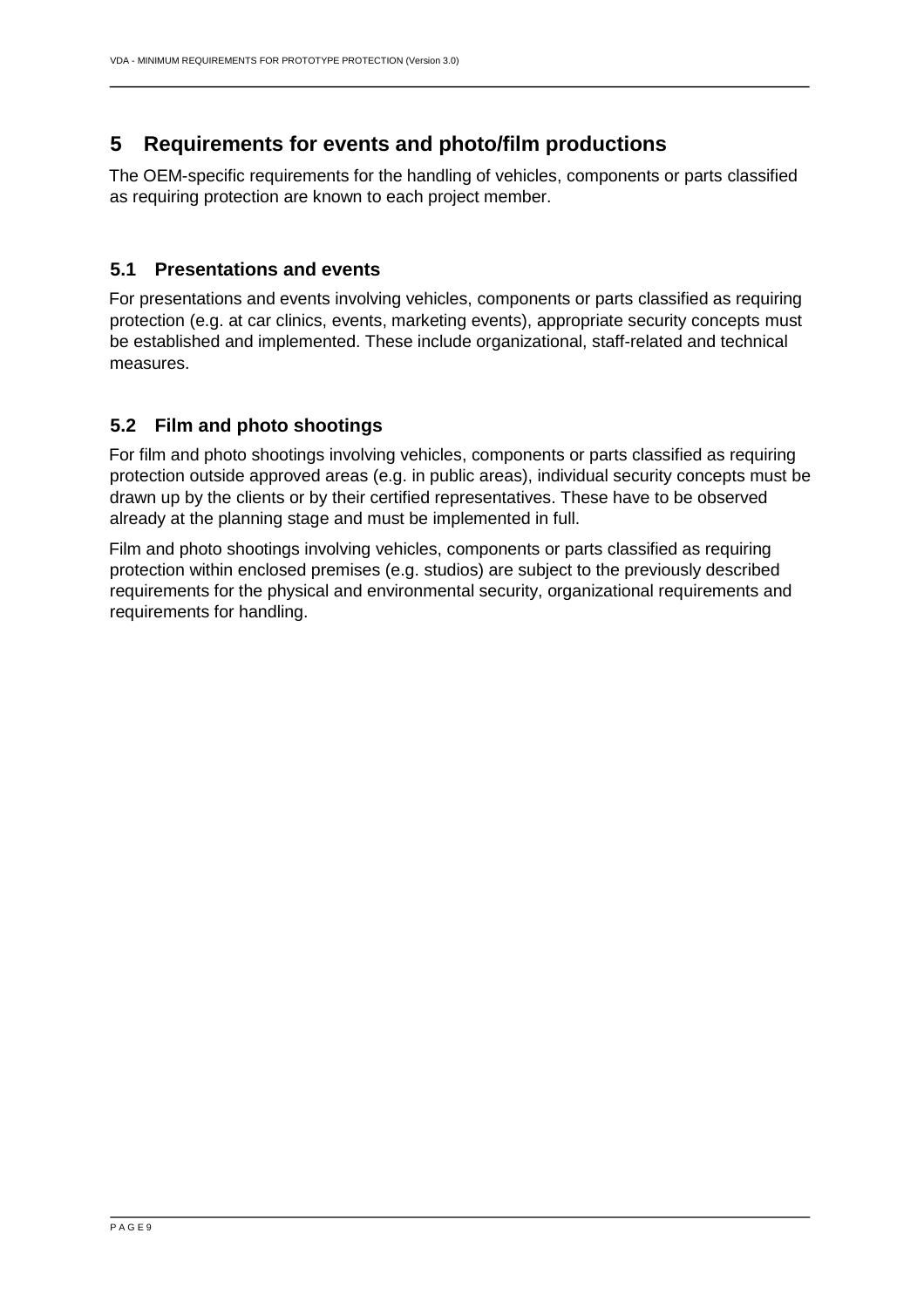# 5 Requirements for events and photo/film productions

The OEM-specific requirements for the handling of vehicles, components or parts classified as requiring protection are known to each project member.

## 5.1 Presentations and events

For presentations and events involving vehicles, components or parts classified as requiring protection (e.g. at car clinics, events, marketing events), appropriate security concepts must be established and implemented. These include organizational, staff-related and technical measures.

## 5.2 Film and photo shootings

For film and photo shootings involving vehicles, components or parts classified as requiring protection outside approved areas (e.g. in public areas), individual security concepts must be drawn up by the clients or by their certified representatives. These have to be observed already at the planning stage and must be implemented in full.

Film and photo shootings involving vehicles, components or parts classified as requiring protection within enclosed premises (e.g. studios) are subject to the previously described requirements for the physical and environmental security, organizational requirements and requirements for handling.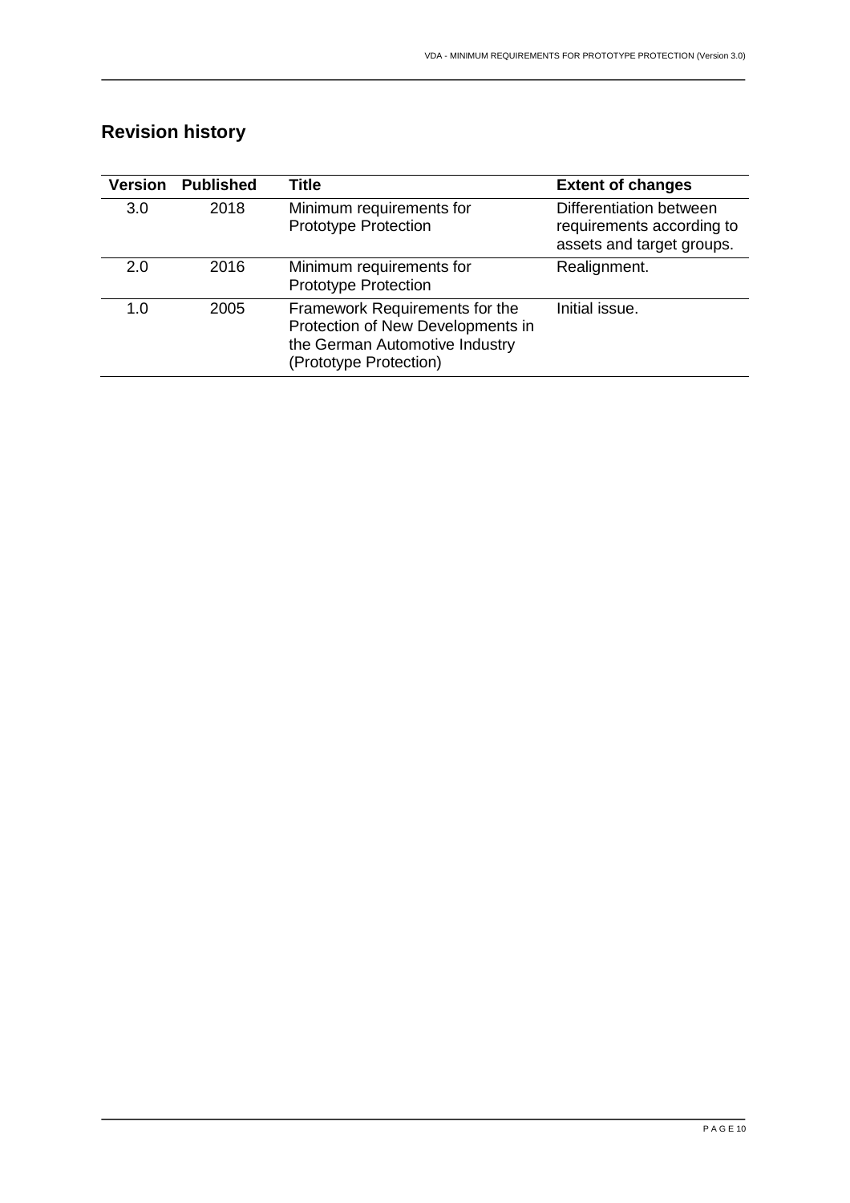## Revision history

| Version | Published | Title | Extent of changes |
|---|---|---|---|
| 3.0 | 2018 | Minimum requirements for Prototype Protection | Differentiation between requirements according to assets and target groups. |
| 2.0 | 2016 | Minimum requirements for Prototype Protection | Realignment. |
| 1.0 | 2005 | Framework Requirements for the Protection of New Developments in the German Automotive Industry (Prototype Protection) | Initial issue. |